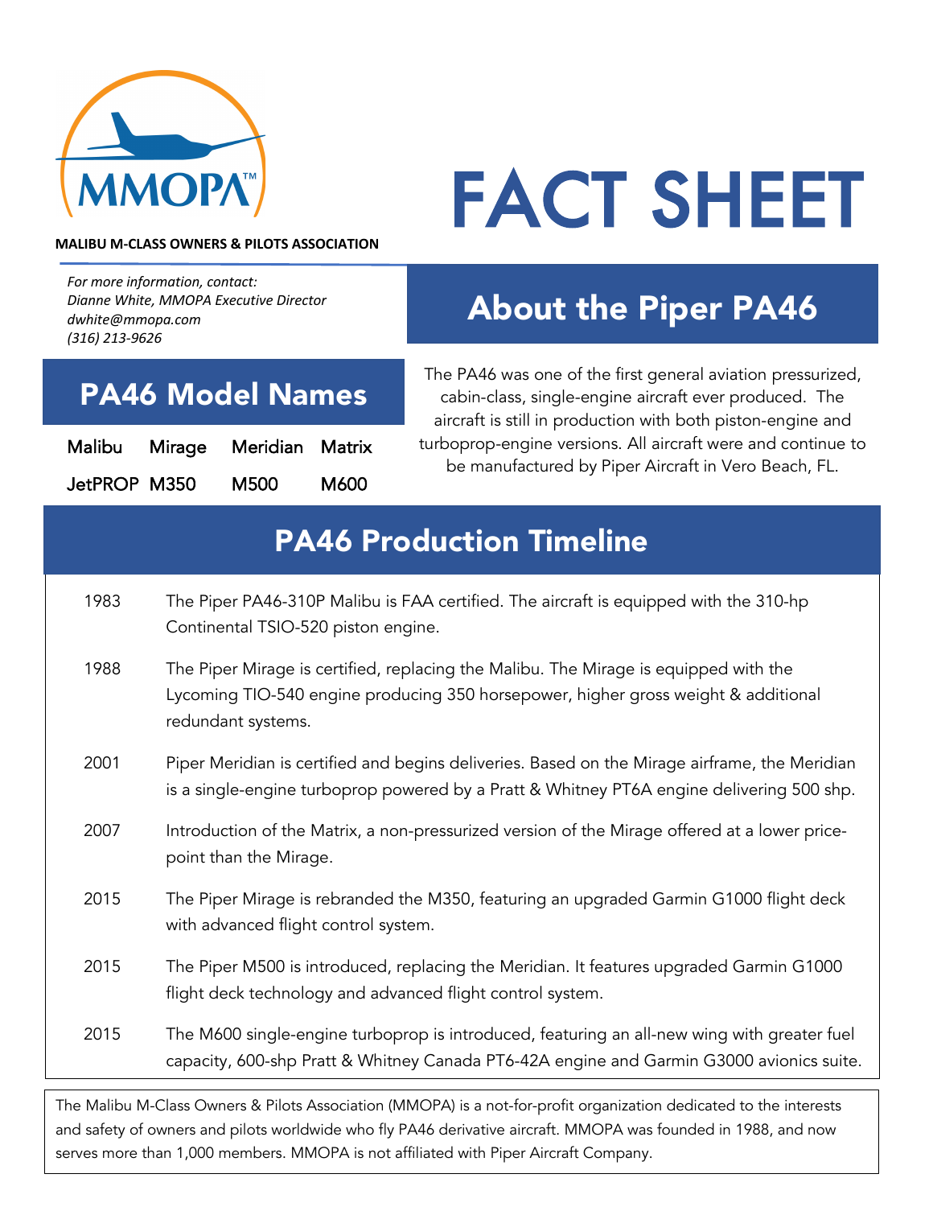MMOPA™

**MALIBU M-CLASS OWNERS & PILOTS ASSOCIATION**

# FACT SHEET

*For more information, contact:*
*Dianne White, MMOPA Executive Director*
*dwhite@mmopa.com*
*(316) 213-9626*

## PA46 Model Names

| | | | |
|---|---|---|---|
| Malibu | Mirage | Meridian | Matrix |
| JetPROP | M350 | M500 | M600 |

## About the Piper PA46

The PA46 was one of the first general aviation pressurized, cabin-class, single-engine aircraft ever produced. The aircraft is still in production with both piston-engine and turboprop-engine versions. All aircraft were and continue to be manufactured by Piper Aircraft in Vero Beach, FL.

## PA46 Production Timeline

| | |
|---|---|
| 1983 | The Piper PA46-310P Malibu is FAA certified. The aircraft is equipped with the 310-hp Continental TSIO-520 piston engine. |
| 1988 | The Piper Mirage is certified, replacing the Malibu. The Mirage is equipped with the Lycoming TIO-540 engine producing 350 horsepower, higher gross weight & additional redundant systems. |
| 2001 | Piper Meridian is certified and begins deliveries. Based on the Mirage airframe, the Meridian is a single-engine turboprop powered by a Pratt & Whitney PT6A engine delivering 500 shp. |
| 2007 | Introduction of the Matrix, a non-pressurized version of the Mirage offered at a lower price-point than the Mirage. |
| 2015 | The Piper Mirage is rebranded the M350, featuring an upgraded Garmin G1000 flight deck with advanced flight control system. |
| 2015 | The Piper M500 is introduced, replacing the Meridian. It features upgraded Garmin G1000 flight deck technology and advanced flight control system. |
| 2015 | The M600 single-engine turboprop is introduced, featuring an all-new wing with greater fuel capacity, 600-shp Pratt & Whitney Canada PT6-42A engine and Garmin G3000 avionics suite. |

The Malibu M-Class Owners & Pilots Association (MMOPA) is a not-for-profit organization dedicated to the interests and safety of owners and pilots worldwide who fly PA46 derivative aircraft. MMOPA was founded in 1988, and now serves more than 1,000 members. MMOPA is not affiliated with Piper Aircraft Company.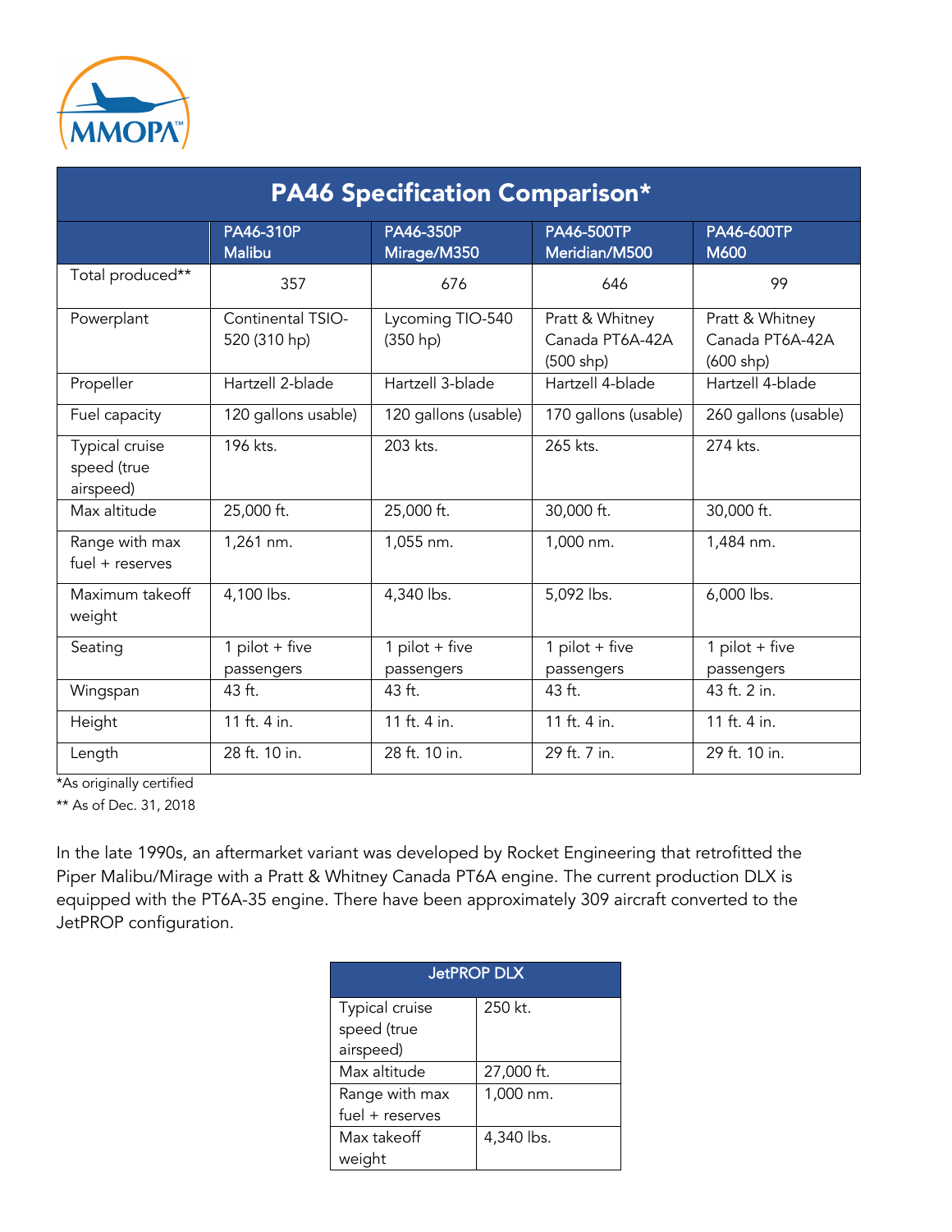MMOPA™

## PA46 Specification Comparison*

| | PA46-310P Malibu | PA46-350P Mirage/M350 | PA46-500TP Meridian/M500 | PA46-600TP M600 |
|---|---|---|---|---|
| Total produced** | 357 | 676 | 646 | 99 |
| Powerplant | Continental TSIO-520 (310 hp) | Lycoming TIO-540 (350 hp) | Pratt & Whitney Canada PT6A-42A (500 shp) | Pratt & Whitney Canada PT6A-42A (600 shp) |
| Propeller | Hartzell 2-blade | Hartzell 3-blade | Hartzell 4-blade | Hartzell 4-blade |
| Fuel capacity | 120 gallons usable) | 120 gallons (usable) | 170 gallons (usable) | 260 gallons (usable) |
| Typical cruise speed (true airspeed) | 196 kts. | 203 kts. | 265 kts. | 274 kts. |
| Max altitude | 25,000 ft. | 25,000 ft. | 30,000 ft. | 30,000 ft. |
| Range with max fuel + reserves | 1,261 nm. | 1,055 nm. | 1,000 nm. | 1,484 nm. |
| Maximum takeoff weight | 4,100 lbs. | 4,340 lbs. | 5,092 lbs. | 6,000 lbs. |
| Seating | 1 pilot + five passengers | 1 pilot + five passengers | 1 pilot + five passengers | 1 pilot + five passengers |
| Wingspan | 43 ft. | 43 ft. | 43 ft. | 43 ft. 2 in. |
| Height | 11 ft. 4 in. | 11 ft. 4 in. | 11 ft. 4 in. | 11 ft. 4 in. |
| Length | 28 ft. 10 in. | 28 ft. 10 in. | 29 ft. 7 in. | 29 ft. 10 in. |

*As originally certified

** As of Dec. 31, 2018

In the late 1990s, an aftermarket variant was developed by Rocket Engineering that retrofitted the Piper Malibu/Mirage with a Pratt & Whitney Canada PT6A engine. The current production DLX is equipped with the PT6A-35 engine. There have been approximately 309 aircraft converted to the JetPROP configuration.

| JetPROP DLX | |
|---|---|
| Typical cruise speed (true airspeed) | 250 kt. |
| Max altitude | 27,000 ft. |
| Range with max fuel + reserves | 1,000 nm. |
| Max takeoff weight | 4,340 lbs. |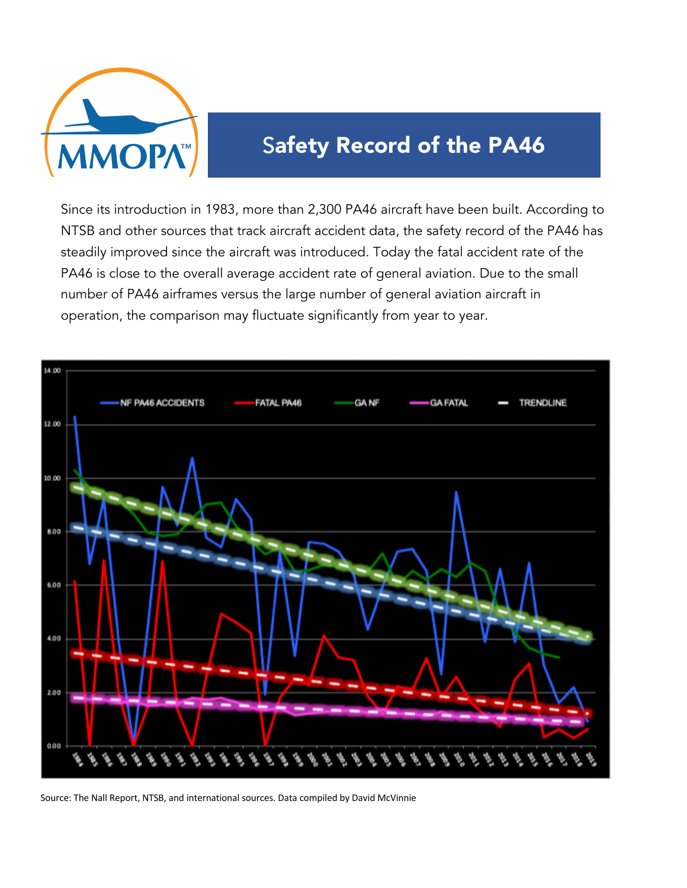# Safety Record of the PA46

Since its introduction in 1983, more than 2,300 PA46 aircraft have been built. According to NTSB and other sources that track aircraft accident data, the safety record of the PA46 has steadily improved since the aircraft was introduced. Today the fatal accident rate of the PA46 is close to the overall average accident rate of general aviation. Due to the small number of PA46 airframes versus the large number of general aviation aircraft in operation, the comparison may fluctuate significantly from year to year.

Source: The Nall Report, NTSB, and international sources. Data compiled by David McVinnie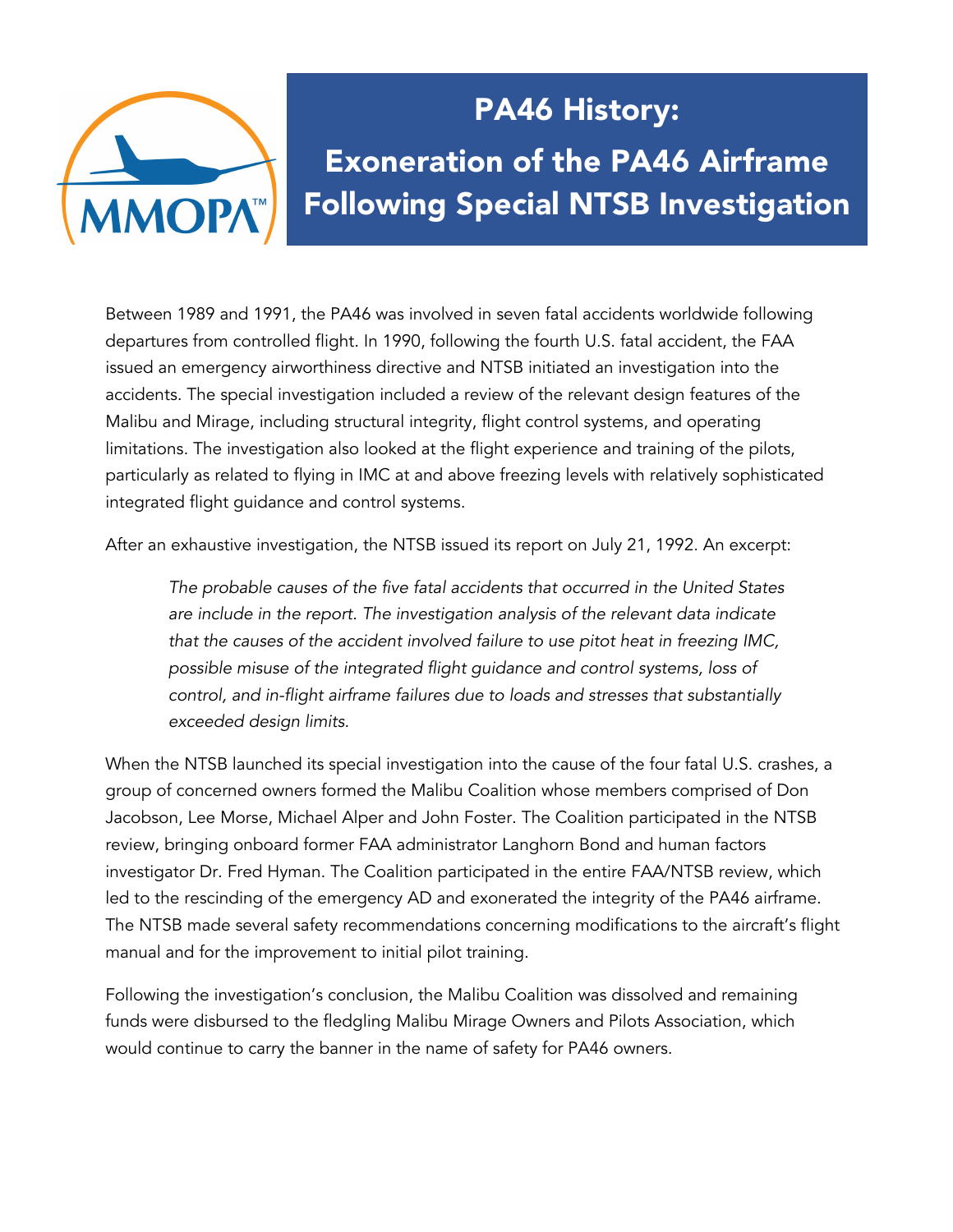# PA46 History: Exoneration of the PA46 Airframe Following Special NTSB Investigation

Between 1989 and 1991, the PA46 was involved in seven fatal accidents worldwide following departures from controlled flight. In 1990, following the fourth U.S. fatal accident, the FAA issued an emergency airworthiness directive and NTSB initiated an investigation into the accidents. The special investigation included a review of the relevant design features of the Malibu and Mirage, including structural integrity, flight control systems, and operating limitations. The investigation also looked at the flight experience and training of the pilots, particularly as related to flying in IMC at and above freezing levels with relatively sophisticated integrated flight guidance and control systems.

After an exhaustive investigation, the NTSB issued its report on July 21, 1992. An excerpt:

> *The probable causes of the five fatal accidents that occurred in the United States are include in the report. The investigation analysis of the relevant data indicate that the causes of the accident involved failure to use pitot heat in freezing IMC, possible misuse of the integrated flight guidance and control systems, loss of control, and in-flight airframe failures due to loads and stresses that substantially exceeded design limits.*

When the NTSB launched its special investigation into the cause of the four fatal U.S. crashes, a group of concerned owners formed the Malibu Coalition whose members comprised of Don Jacobson, Lee Morse, Michael Alper and John Foster. The Coalition participated in the NTSB review, bringing onboard former FAA administrator Langhorn Bond and human factors investigator Dr. Fred Hyman. The Coalition participated in the entire FAA/NTSB review, which led to the rescinding of the emergency AD and exonerated the integrity of the PA46 airframe. The NTSB made several safety recommendations concerning modifications to the aircraft's flight manual and for the improvement to initial pilot training.

Following the investigation's conclusion, the Malibu Coalition was dissolved and remaining funds were disbursed to the fledgling Malibu Mirage Owners and Pilots Association, which would continue to carry the banner in the name of safety for PA46 owners.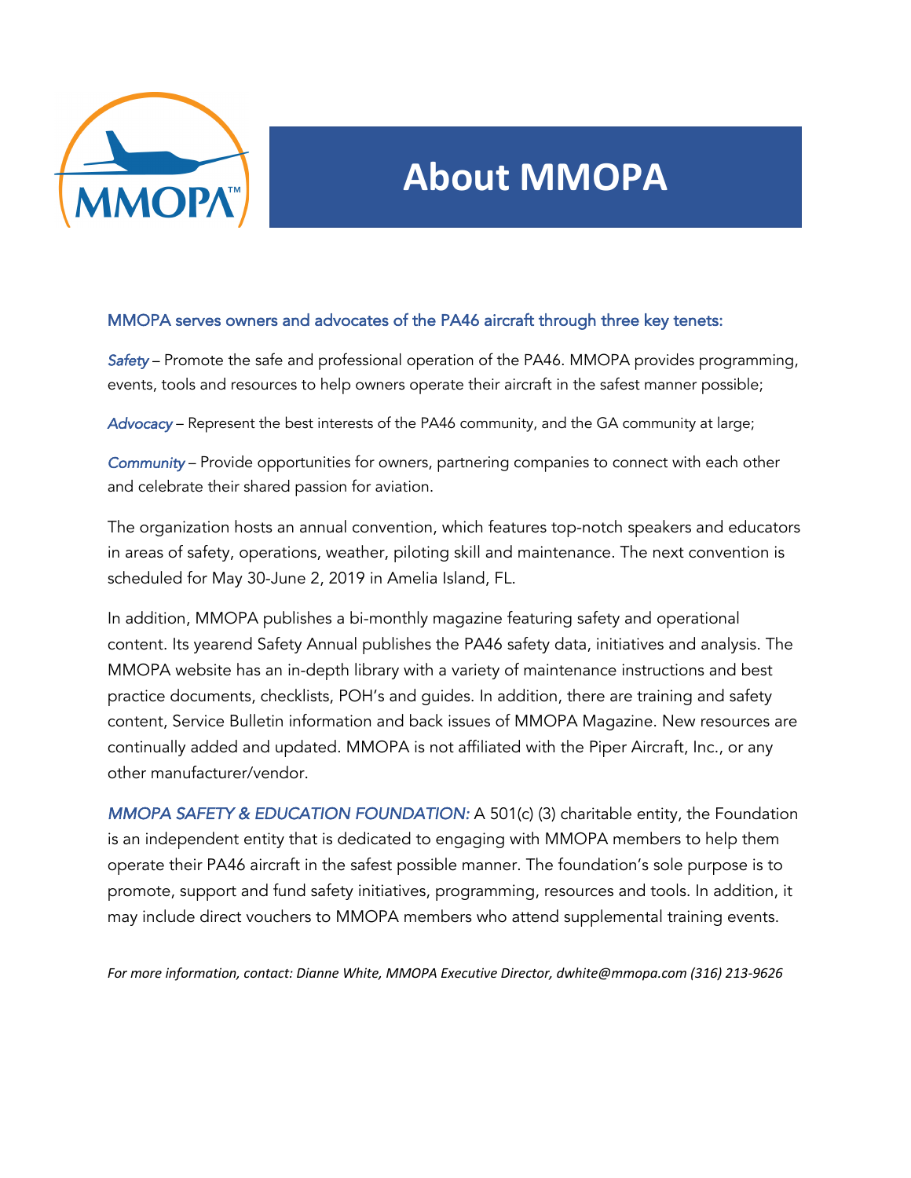# About MMOPA

MMOPA serves owners and advocates of the PA46 aircraft through three key tenets:

*Safety* – Promote the safe and professional operation of the PA46. MMOPA provides programming, events, tools and resources to help owners operate their aircraft in the safest manner possible;

*Advocacy* – Represent the best interests of the PA46 community, and the GA community at large;

*Community* – Provide opportunities for owners, partnering companies to connect with each other and celebrate their shared passion for aviation.

The organization hosts an annual convention, which features top-notch speakers and educators in areas of safety, operations, weather, piloting skill and maintenance. The next convention is scheduled for May 30-June 2, 2019 in Amelia Island, FL.

In addition, MMOPA publishes a bi-monthly magazine featuring safety and operational content. Its yearend Safety Annual publishes the PA46 safety data, initiatives and analysis. The MMOPA website has an in-depth library with a variety of maintenance instructions and best practice documents, checklists, POH's and guides. In addition, there are training and safety content, Service Bulletin information and back issues of MMOPA Magazine. New resources are continually added and updated. MMOPA is not affiliated with the Piper Aircraft, Inc., or any other manufacturer/vendor.

*MMOPA SAFETY & EDUCATION FOUNDATION:* A 501(c) (3) charitable entity, the Foundation is an independent entity that is dedicated to engaging with MMOPA members to help them operate their PA46 aircraft in the safest possible manner. The foundation's sole purpose is to promote, support and fund safety initiatives, programming, resources and tools. In addition, it may include direct vouchers to MMOPA members who attend supplemental training events.

*For more information, contact: Dianne White, MMOPA Executive Director, dwhite@mmopa.com (316) 213-9626*